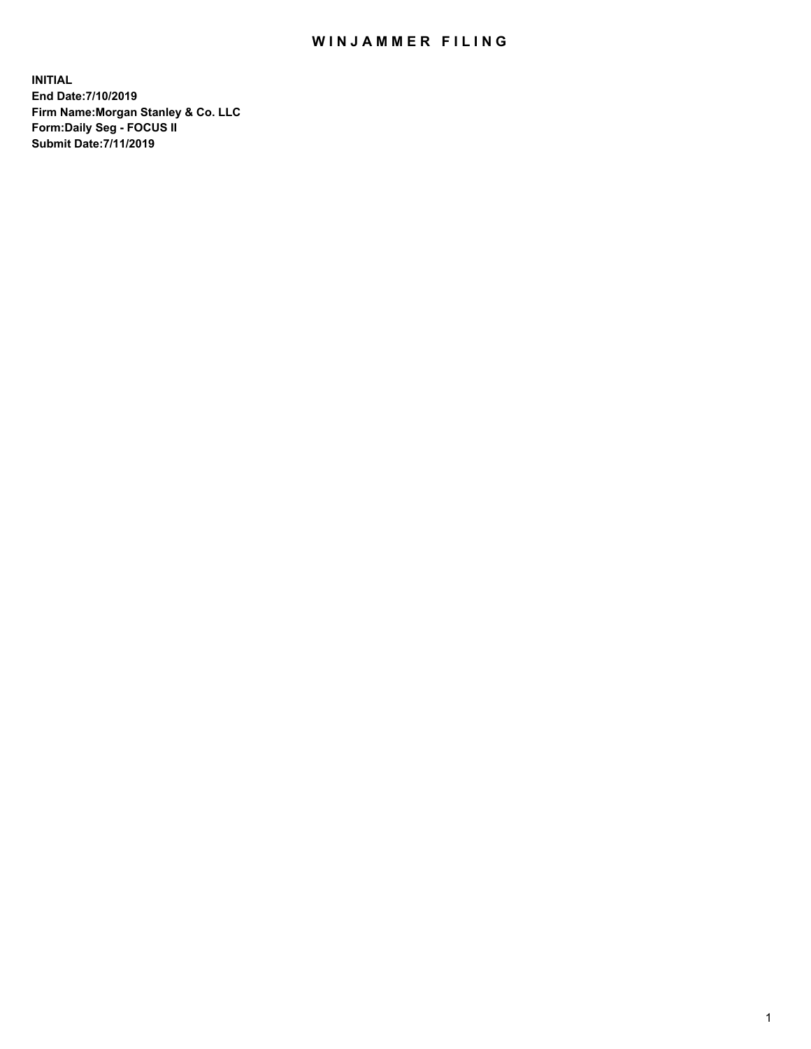# WINJAMMER FILING

**INITIAL**
**End Date:7/10/2019**
**Firm Name:Morgan Stanley & Co. LLC**
**Form:Daily Seg - FOCUS II**
**Submit Date:7/11/2019**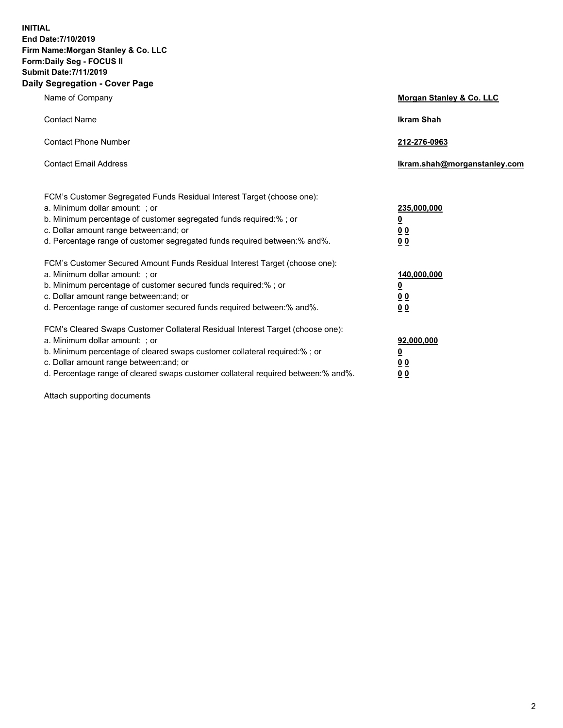**INITIAL**
**End Date:7/10/2019**
**Firm Name:Morgan Stanley & Co. LLC**
**Form:Daily Seg - FOCUS II**
**Submit Date:7/11/2019**

## Daily Segregation - Cover Page

| | |
|---|---|
| Name of Company | **Morgan Stanley & Co. LLC** |
| Contact Name | **Ikram Shah** |
| Contact Phone Number | **212-276-0963** |
| Contact Email Address | **Ikram.shah@morganstanley.com** |

| | |
|---|---|
| FCM's Customer Segregated Funds Residual Interest Target (choose one): | |
| a. Minimum dollar amount: ; or | **235,000,000** |
| b. Minimum percentage of customer segregated funds required:% ; or | **0** |
| c. Dollar amount range between:and; or | **0 0** |
| d. Percentage range of customer segregated funds required between:% and%. | **0 0** |
| FCM's Customer Secured Amount Funds Residual Interest Target (choose one): | |
| a. Minimum dollar amount: ; or | **140,000,000** |
| b. Minimum percentage of customer secured funds required:% ; or | **0** |
| c. Dollar amount range between:and; or | **0 0** |
| d. Percentage range of customer secured funds required between:% and%. | **0 0** |
| FCM's Cleared Swaps Customer Collateral Residual Interest Target (choose one): | |
| a. Minimum dollar amount: ; or | **92,000,000** |
| b. Minimum percentage of cleared swaps customer collateral required:% ; or | **0** |
| c. Dollar amount range between:and; or | **0 0** |
| d. Percentage range of cleared swaps customer collateral required between:% and%. | **0 0** |

Attach supporting documents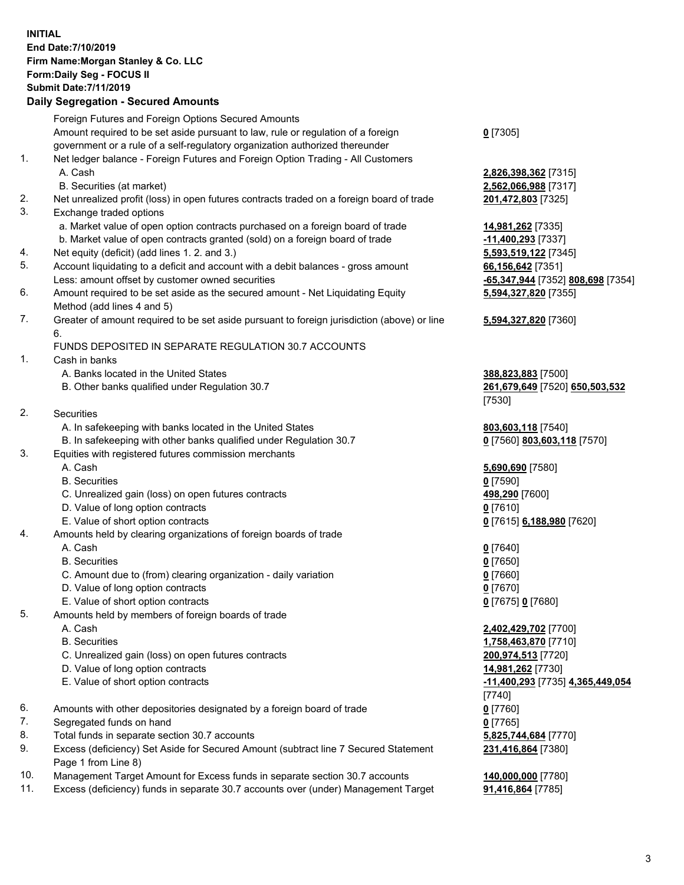**INITIAL**
**End Date:7/10/2019**
**Firm Name:Morgan Stanley & Co. LLC**
**Form:Daily Seg - FOCUS II**
**Submit Date:7/11/2019**

## Daily Segregation - Secured Amounts

| | | |
|---|---|---|
| | Foreign Futures and Foreign Options Secured Amounts | |
| | Amount required to be set aside pursuant to law, rule or regulation of a foreign government or a rule of a self-regulatory organization authorized thereunder | **0** [7305] |
| 1. | Net ledger balance - Foreign Futures and Foreign Option Trading - All Customers | |
| | A. Cash | **2,826,398,362** [7315] |
| | B. Securities (at market) | **2,562,066,988** [7317] |
| 2. | Net unrealized profit (loss) in open futures contracts traded on a foreign board of trade | **201,472,803** [7325] |
| 3. | Exchange traded options | |
| | a. Market value of open option contracts purchased on a foreign board of trade | **14,981,262** [7335] |
| | b. Market value of open contracts granted (sold) on a foreign board of trade | **-11,400,293** [7337] |
| 4. | Net equity (deficit) (add lines 1. 2. and 3.) | **5,593,519,122** [7345] |
| 5. | Account liquidating to a deficit and account with a debit balances - gross amount | **66,156,642** [7351] |
| | Less: amount offset by customer owned securities | **-65,347,944** [7352] **808,698** [7354] |
| 6. | Amount required to be set aside as the secured amount - Net Liquidating Equity Method (add lines 4 and 5) | **5,594,327,820** [7355] |
| 7. | Greater of amount required to be set aside pursuant to foreign jurisdiction (above) or line 6. | **5,594,327,820** [7360] |
| | FUNDS DEPOSITED IN SEPARATE REGULATION 30.7 ACCOUNTS | |
| 1. | Cash in banks | |
| | A. Banks located in the United States | **388,823,883** [7500] |
| | B. Other banks qualified under Regulation 30.7 | **261,679,649** [7520] **650,503,532** [7530] |
| 2. | Securities | |
| | A. In safekeeping with banks located in the United States | **803,603,118** [7540] |
| | B. In safekeeping with other banks qualified under Regulation 30.7 | **0** [7560] **803,603,118** [7570] |
| 3. | Equities with registered futures commission merchants | |
| | A. Cash | **5,690,690** [7580] |
| | B. Securities | **0** [7590] |
| | C. Unrealized gain (loss) on open futures contracts | **498,290** [7600] |
| | D. Value of long option contracts | **0** [7610] |
| | E. Value of short option contracts | **0** [7615] **6,188,980** [7620] |
| 4. | Amounts held by clearing organizations of foreign boards of trade | |
| | A. Cash | **0** [7640] |
| | B. Securities | **0** [7650] |
| | C. Amount due to (from) clearing organization - daily variation | **0** [7660] |
| | D. Value of long option contracts | **0** [7670] |
| | E. Value of short option contracts | **0** [7675] **0** [7680] |
| 5. | Amounts held by members of foreign boards of trade | |
| | A. Cash | **2,402,429,702** [7700] |
| | B. Securities | **1,758,463,870** [7710] |
| | C. Unrealized gain (loss) on open futures contracts | **200,974,513** [7720] |
| | D. Value of long option contracts | **14,981,262** [7730] |
| | E. Value of short option contracts | **-11,400,293** [7735] **4,365,449,054** [7740] |
| 6. | Amounts with other depositories designated by a foreign board of trade | **0** [7760] |
| 7. | Segregated funds on hand | **0** [7765] |
| 8. | Total funds in separate section 30.7 accounts | **5,825,744,684** [7770] |
| 9. | Excess (deficiency) Set Aside for Secured Amount (subtract line 7 Secured Statement Page 1 from Line 8) | **231,416,864** [7380] |
| 10. | Management Target Amount for Excess funds in separate section 30.7 accounts | **140,000,000** [7780] |
| 11. | Excess (deficiency) funds in separate 30.7 accounts over (under) Management Target | **91,416,864** [7785] |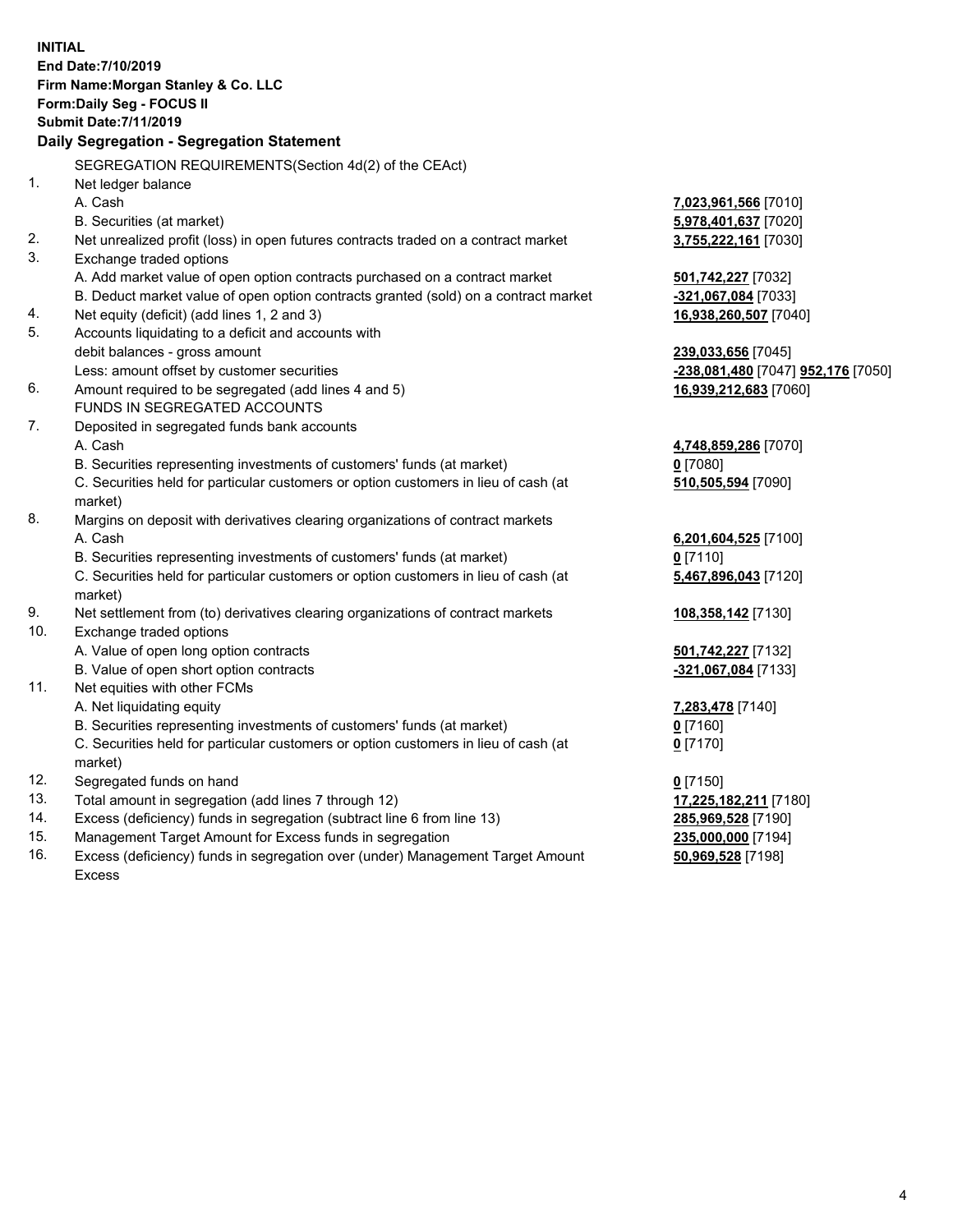**INITIAL**
**End Date:7/10/2019**
**Firm Name:Morgan Stanley & Co. LLC**
**Form:Daily Seg - FOCUS II**
**Submit Date:7/11/2019**

**Daily Segregation - Segregation Statement**

SEGREGATION REQUIREMENTS(Section 4d(2) of the CEAct)

| | | |
|---|---|---|
| 1. | Net ledger balance | |
| | A. Cash | **7,023,961,566** [7010] |
| | B. Securities (at market) | **5,978,401,637** [7020] |
| 2. | Net unrealized profit (loss) in open futures contracts traded on a contract market | **3,755,222,161** [7030] |
| 3. | Exchange traded options | |
| | A. Add market value of open option contracts purchased on a contract market | **501,742,227** [7032] |
| | B. Deduct market value of open option contracts granted (sold) on a contract market | **-321,067,084** [7033] |
| 4. | Net equity (deficit) (add lines 1, 2 and 3) | **16,938,260,507** [7040] |
| 5. | Accounts liquidating to a deficit and accounts with | |
| | debit balances - gross amount | **239,033,656** [7045] |
| | Less: amount offset by customer securities | **-238,081,480** [7047] **952,176** [7050] |
| 6. | Amount required to be segregated (add lines 4 and 5) | **16,939,212,683** [7060] |
| | FUNDS IN SEGREGATED ACCOUNTS | |
| 7. | Deposited in segregated funds bank accounts | |
| | A. Cash | **4,748,859,286** [7070] |
| | B. Securities representing investments of customers' funds (at market) | **0** [7080] |
| | C. Securities held for particular customers or option customers in lieu of cash (at market) | **510,505,594** [7090] |
| 8. | Margins on deposit with derivatives clearing organizations of contract markets | |
| | A. Cash | **6,201,604,525** [7100] |
| | B. Securities representing investments of customers' funds (at market) | **0** [7110] |
| | C. Securities held for particular customers or option customers in lieu of cash (at market) | **5,467,896,043** [7120] |
| 9. | Net settlement from (to) derivatives clearing organizations of contract markets | **108,358,142** [7130] |
| 10. | Exchange traded options | |
| | A. Value of open long option contracts | **501,742,227** [7132] |
| | B. Value of open short option contracts | **-321,067,084** [7133] |
| 11. | Net equities with other FCMs | |
| | A. Net liquidating equity | **7,283,478** [7140] |
| | B. Securities representing investments of customers' funds (at market) | **0** [7160] |
| | C. Securities held for particular customers or option customers in lieu of cash (at market) | **0** [7170] |
| 12. | Segregated funds on hand | **0** [7150] |
| 13. | Total amount in segregation (add lines 7 through 12) | **17,225,182,211** [7180] |
| 14. | Excess (deficiency) funds in segregation (subtract line 6 from line 13) | **285,969,528** [7190] |
| 15. | Management Target Amount for Excess funds in segregation | **235,000,000** [7194] |
| 16. | Excess (deficiency) funds in segregation over (under) Management Target Amount Excess | **50,969,528** [7198] |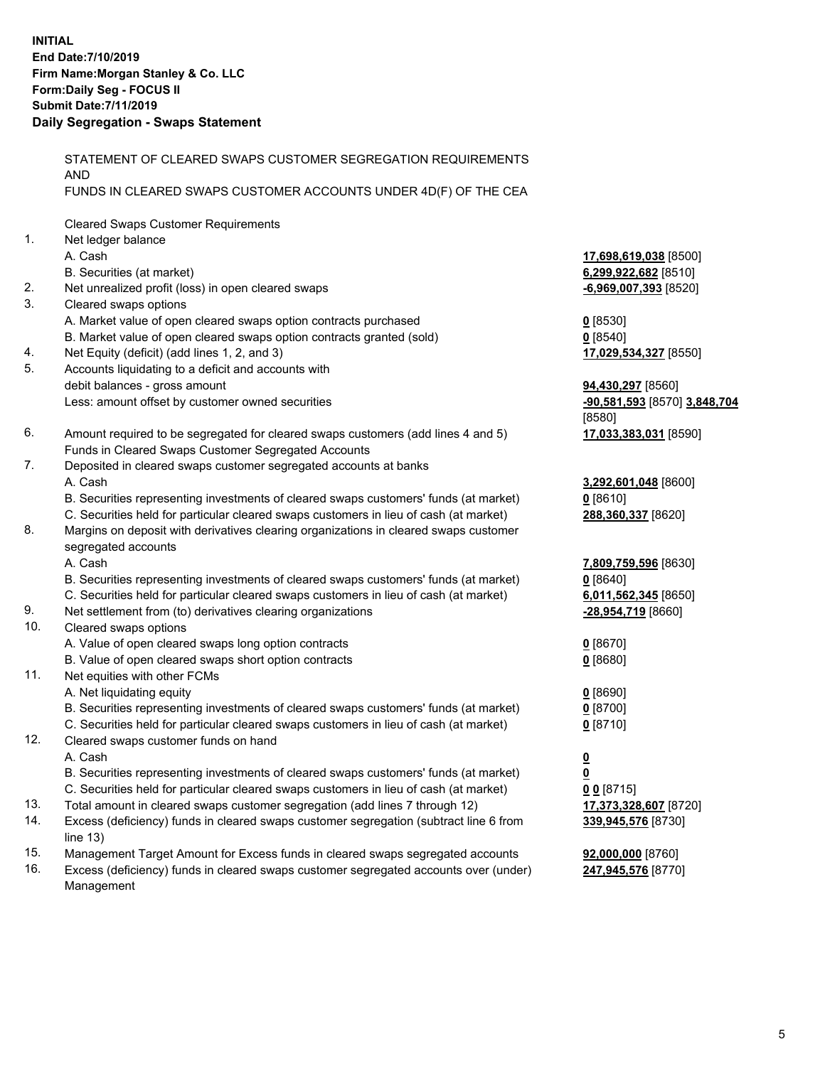**INITIAL**
**End Date:7/10/2019**
**Firm Name:Morgan Stanley & Co. LLC**
**Form:Daily Seg - FOCUS II**
**Submit Date:7/11/2019**
**Daily Segregation - Swaps Statement**

STATEMENT OF CLEARED SWAPS CUSTOMER SEGREGATION REQUIREMENTS AND FUNDS IN CLEARED SWAPS CUSTOMER ACCOUNTS UNDER 4D(F) OF THE CEA

| | | |
|---|---|---|
| | Cleared Swaps Customer Requirements | |
| 1. | Net ledger balance | |
| | A. Cash | **17,698,619,038** [8500] |
| | B. Securities (at market) | **6,299,922,682** [8510] |
| 2. | Net unrealized profit (loss) in open cleared swaps | **-6,969,007,393** [8520] |
| 3. | Cleared swaps options | |
| | A. Market value of open cleared swaps option contracts purchased | **0** [8530] |
| | B. Market value of open cleared swaps option contracts granted (sold) | **0** [8540] |
| 4. | Net Equity (deficit) (add lines 1, 2, and 3) | **17,029,534,327** [8550] |
| 5. | Accounts liquidating to a deficit and accounts with debit balances - gross amount | **94,430,297** [8560] |
| | Less: amount offset by customer owned securities | **-90,581,593** [8570] **3,848,704** [8580] |
| 6. | Amount required to be segregated for cleared swaps customers (add lines 4 and 5) | **17,033,383,031** [8590] |
| | Funds in Cleared Swaps Customer Segregated Accounts | |
| 7. | Deposited in cleared swaps customer segregated accounts at banks | |
| | A. Cash | **3,292,601,048** [8600] |
| | B. Securities representing investments of cleared swaps customers' funds (at market) | **0** [8610] |
| | C. Securities held for particular cleared swaps customers in lieu of cash (at market) | **288,360,337** [8620] |
| 8. | Margins on deposit with derivatives clearing organizations in cleared swaps customer segregated accounts | |
| | A. Cash | **7,809,759,596** [8630] |
| | B. Securities representing investments of cleared swaps customers' funds (at market) | **0** [8640] |
| | C. Securities held for particular cleared swaps customers in lieu of cash (at market) | **6,011,562,345** [8650] |
| 9. | Net settlement from (to) derivatives clearing organizations | **-28,954,719** [8660] |
| 10. | Cleared swaps options | |
| | A. Value of open cleared swaps long option contracts | **0** [8670] |
| | B. Value of open cleared swaps short option contracts | **0** [8680] |
| 11. | Net equities with other FCMs | |
| | A. Net liquidating equity | **0** [8690] |
| | B. Securities representing investments of cleared swaps customers' funds (at market) | **0** [8700] |
| | C. Securities held for particular cleared swaps customers in lieu of cash (at market) | **0** [8710] |
| 12. | Cleared swaps customer funds on hand | |
| | A. Cash | **0** |
| | B. Securities representing investments of cleared swaps customers' funds (at market) | **0** |
| | C. Securities held for particular cleared swaps customers in lieu of cash (at market) | **0** **0** [8715] |
| 13. | Total amount in cleared swaps customer segregation (add lines 7 through 12) | **17,373,328,607** [8720] |
| 14. | Excess (deficiency) funds in cleared swaps customer segregation (subtract line 6 from line 13) | **339,945,576** [8730] |
| 15. | Management Target Amount for Excess funds in cleared swaps segregated accounts | **92,000,000** [8760] |
| 16. | Excess (deficiency) funds in cleared swaps customer segregated accounts over (under) Management | **247,945,576** [8770] |